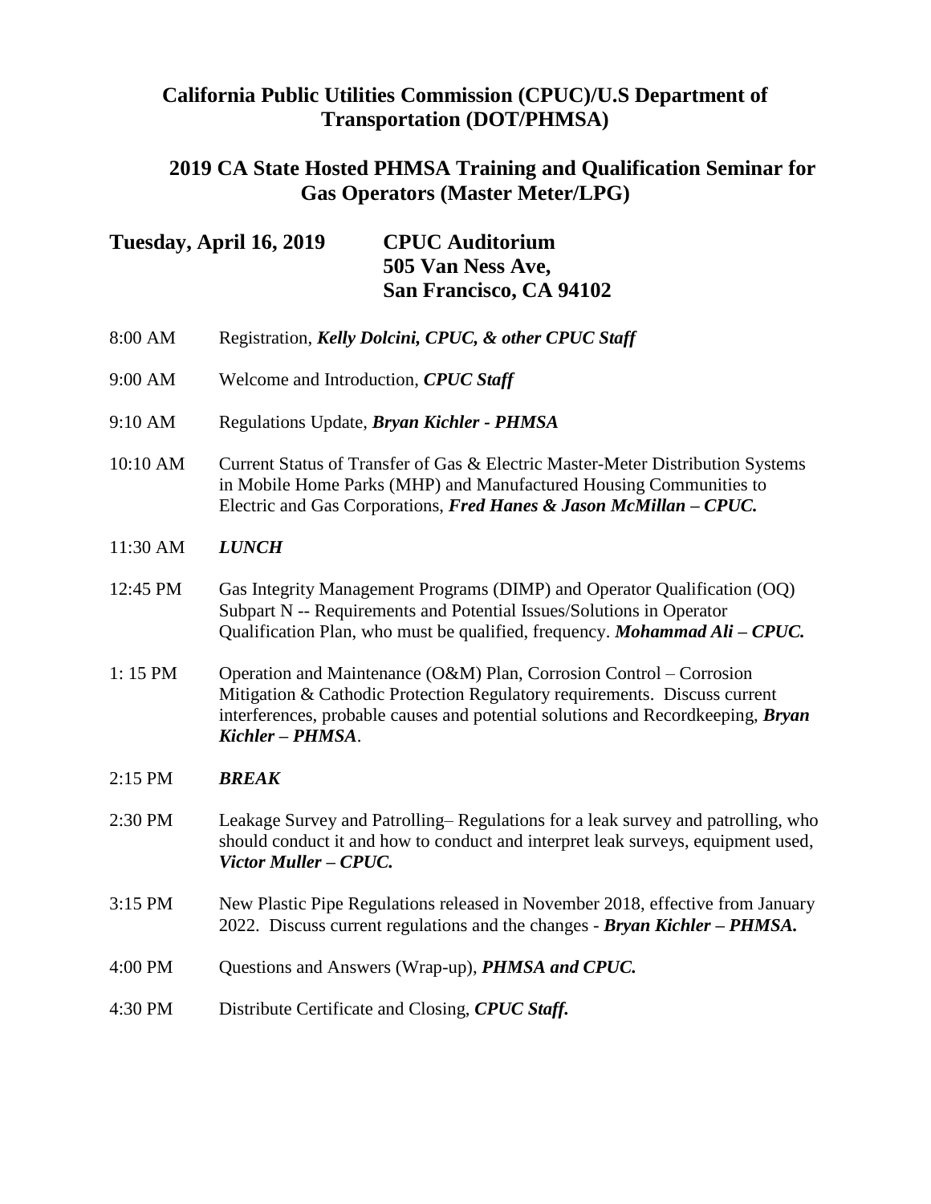# California Public Utilities Commission (CPUC)/U.S Department of Transportation (DOT/PHMSA)

## 2019 CA State Hosted PHMSA Training and Qualification Seminar for Gas Operators (Master Meter/LPG)

**Tuesday, April 16, 2019** **CPUC Auditorium**
**505 Van Ness Ave,**
**San Francisco, CA 94102**

8:00 AM Registration, ***Kelly Dolcini, CPUC, & other CPUC Staff***

9:00 AM Welcome and Introduction, ***CPUC Staff***

9:10 AM Regulations Update, ***Bryan Kichler - PHMSA***

10:10 AM Current Status of Transfer of Gas & Electric Master-Meter Distribution Systems in Mobile Home Parks (MHP) and Manufactured Housing Communities to Electric and Gas Corporations, ***Fred Hanes & Jason McMillan – CPUC.***

11:30 AM ***LUNCH***

12:45 PM Gas Integrity Management Programs (DIMP) and Operator Qualification (OQ) Subpart N -- Requirements and Potential Issues/Solutions in Operator Qualification Plan, who must be qualified, frequency. ***Mohammad Ali – CPUC.***

1: 15 PM Operation and Maintenance (O&M) Plan, Corrosion Control – Corrosion Mitigation & Cathodic Protection Regulatory requirements. Discuss current interferences, probable causes and potential solutions and Recordkeeping, ***Bryan Kichler – PHMSA***.

2:15 PM ***BREAK***

2:30 PM Leakage Survey and Patrolling– Regulations for a leak survey and patrolling, who should conduct it and how to conduct and interpret leak surveys, equipment used, ***Victor Muller – CPUC.***

3:15 PM New Plastic Pipe Regulations released in November 2018, effective from January 2022. Discuss current regulations and the changes - ***Bryan Kichler – PHMSA.***

4:00 PM Questions and Answers (Wrap-up), ***PHMSA and CPUC.***

4:30 PM Distribute Certificate and Closing, ***CPUC Staff.***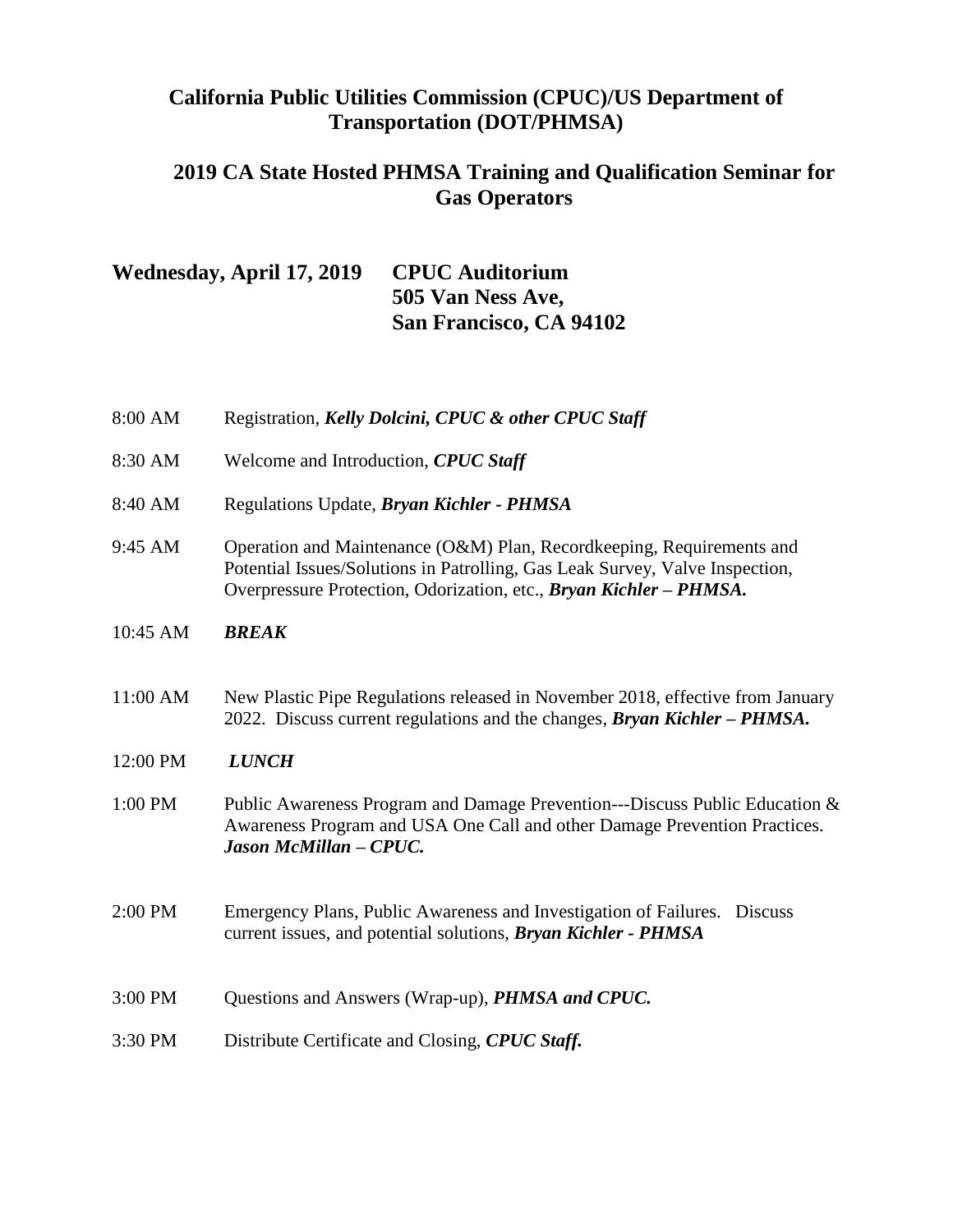# California Public Utilities Commission (CPUC)/US Department of Transportation (DOT/PHMSA)

## 2019 CA State Hosted PHMSA Training and Qualification Seminar for Gas Operators

**Wednesday, April 17, 2019**

**CPUC Auditorium**
**505 Van Ness Ave,**
**San Francisco, CA 94102**

| | |
|---|---|
| 8:00 AM | Registration, ***Kelly Dolcini, CPUC & other CPUC Staff*** |
| 8:30 AM | Welcome and Introduction, ***CPUC Staff*** |
| 8:40 AM | Regulations Update, ***Bryan Kichler - PHMSA*** |
| 9:45 AM | Operation and Maintenance (O&M) Plan, Recordkeeping, Requirements and Potential Issues/Solutions in Patrolling, Gas Leak Survey, Valve Inspection, Overpressure Protection, Odorization, etc., ***Bryan Kichler – PHMSA.*** |
| 10:45 AM | ***BREAK*** |
| 11:00 AM | New Plastic Pipe Regulations released in November 2018, effective from January 2022. Discuss current regulations and the changes, ***Bryan Kichler – PHMSA.*** |
| 12:00 PM | ***LUNCH*** |
| 1:00 PM | Public Awareness Program and Damage Prevention---Discuss Public Education & Awareness Program and USA One Call and other Damage Prevention Practices. ***Jason McMillan – CPUC.*** |
| 2:00 PM | Emergency Plans, Public Awareness and Investigation of Failures. Discuss current issues, and potential solutions, ***Bryan Kichler - PHMSA*** |
| 3:00 PM | Questions and Answers (Wrap-up), ***PHMSA and CPUC.*** |
| 3:30 PM | Distribute Certificate and Closing, ***CPUC Staff.*** |